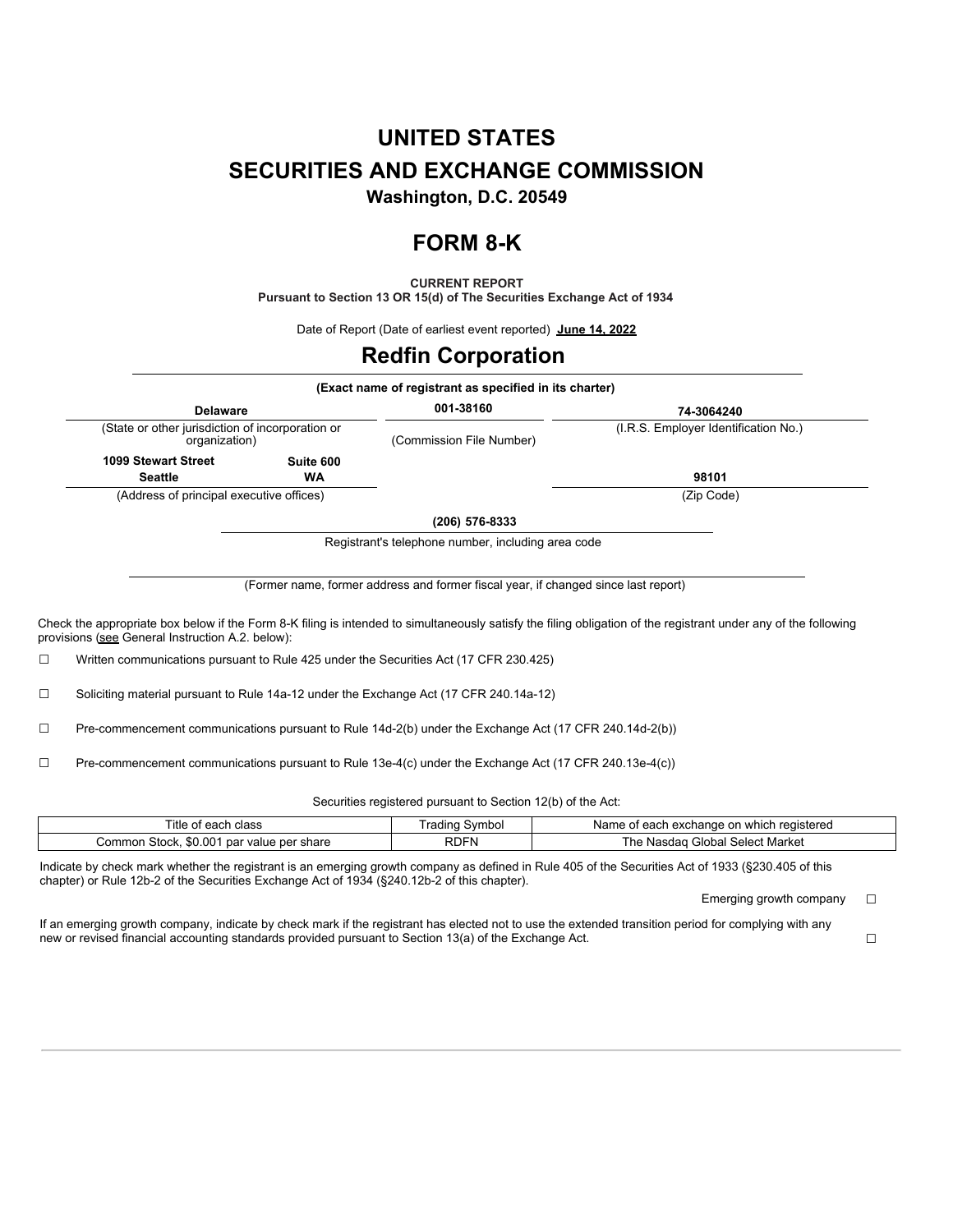# UNITED STATES
# SECURITIES AND EXCHANGE COMMISSION
**Washington, D.C. 20549**

# FORM 8-K

**CURRENT REPORT**
**Pursuant to Section 13 OR 15(d) of The Securities Exchange Act of 1934**

Date of Report (Date of earliest event reported) **June 14, 2022**

# Redfin Corporation

**(Exact name of registrant as specified in its charter)**

| **Delaware** | **001-38160** | **74-3064240** |
|---|---|---|
| (State or other jurisdiction of incorporation or organization) | (Commission File Number) | (I.R.S. Employer Identification No.) |

| **1099 Stewart Street** | **Suite 600** | |
|---|---|---|
| **Seattle** | **WA** | **98101** |
| (Address of principal executive offices) | | (Zip Code) |

**(206) 576-8333**
Registrant's telephone number, including area code

(Former name, former address and former fiscal year, if changed since last report)

Check the appropriate box below if the Form 8-K filing is intended to simultaneously satisfy the filing obligation of the registrant under any of the following provisions (see General Instruction A.2. below):

☐ Written communications pursuant to Rule 425 under the Securities Act (17 CFR 230.425)

☐ Soliciting material pursuant to Rule 14a-12 under the Exchange Act (17 CFR 240.14a-12)

☐ Pre-commencement communications pursuant to Rule 14d-2(b) under the Exchange Act (17 CFR 240.14d-2(b))

☐ Pre-commencement communications pursuant to Rule 13e-4(c) under the Exchange Act (17 CFR 240.13e-4(c))

Securities registered pursuant to Section 12(b) of the Act:

| Title of each class | Trading Symbol | Name of each exchange on which registered |
|---|---|---|
| Common Stock, $0.001 par value per share | RDFN | The Nasdaq Global Select Market |

Indicate by check mark whether the registrant is an emerging growth company as defined in Rule 405 of the Securities Act of 1933 (§230.405 of this chapter) or Rule 12b-2 of the Securities Exchange Act of 1934 (§240.12b-2 of this chapter).

Emerging growth company ☐

If an emerging growth company, indicate by check mark if the registrant has elected not to use the extended transition period for complying with any new or revised financial accounting standards provided pursuant to Section 13(a) of the Exchange Act. ☐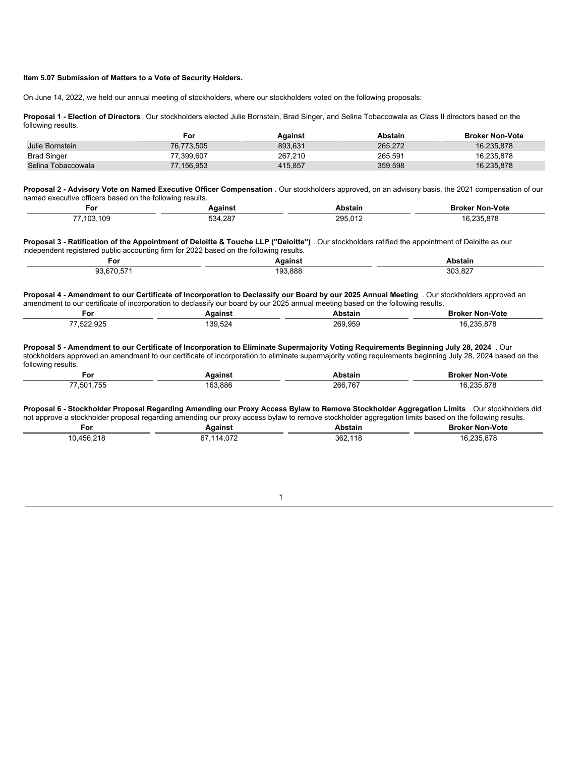**Item 5.07 Submission of Matters to a Vote of Security Holders.**

On June 14, 2022, we held our annual meeting of stockholders, where our stockholders voted on the following proposals:

**Proposal 1 - Election of Directors**. Our stockholders elected Julie Bornstein, Brad Singer, and Selina Tobaccowala as Class II directors based on the following results.

| | For | Against | Abstain | Broker Non-Vote |
|---|---|---|---|---|
| Julie Bornstein | 76,773,505 | 893,631 | 265,272 | 16,235,878 |
| Brad Singer | 77,399,607 | 267,210 | 265,591 | 16,235,878 |
| Selina Tobaccowala | 77,156,953 | 415,857 | 359,598 | 16,235,878 |

**Proposal 2 - Advisory Vote on Named Executive Officer Compensation**. Our stockholders approved, on an advisory basis, the 2021 compensation of our named executive officers based on the following results.

| For | Against | Abstain | Broker Non-Vote |
|---|---|---|---|
| 77,103,109 | 534,287 | 295,012 | 16,235,878 |

**Proposal 3 - Ratification of the Appointment of Deloitte & Touche LLP ("Deloitte")**. Our stockholders ratified the appointment of Deloitte as our independent registered public accounting firm for 2022 based on the following results.

| For | Against | Abstain |
|---|---|---|
| 93,670,571 | 193,888 | 303,827 |

**Proposal 4 - Amendment to our Certificate of Incorporation to Declassify our Board by our 2025 Annual Meeting**. Our stockholders approved an amendment to our certificate of incorporation to declassify our board by our 2025 annual meeting based on the following results.

| For | Against | Abstain | Broker Non-Vote |
|---|---|---|---|
| 77,522,925 | 139,524 | 269,959 | 16,235,878 |

**Proposal 5 - Amendment to our Certificate of Incorporation to Eliminate Supermajority Voting Requirements Beginning July 28, 2024**. Our stockholders approved an amendment to our certificate of incorporation to eliminate supermajority voting requirements beginning July 28, 2024 based on the following results.

| For | Against | Abstain | Broker Non-Vote |
|---|---|---|---|
| 77,501,755 | 163,886 | 266,767 | 16,235,878 |

**Proposal 6 - Stockholder Proposal Regarding Amending our Proxy Access Bylaw to Remove Stockholder Aggregation Limits**. Our stockholders did not approve a stockholder proposal regarding amending our proxy access bylaw to remove stockholder aggregation limits based on the following results.

| For | Against | Abstain | Broker Non-Vote |
|---|---|---|---|
| 10,456,218 | 67,114,072 | 362,118 | 16,235,878 |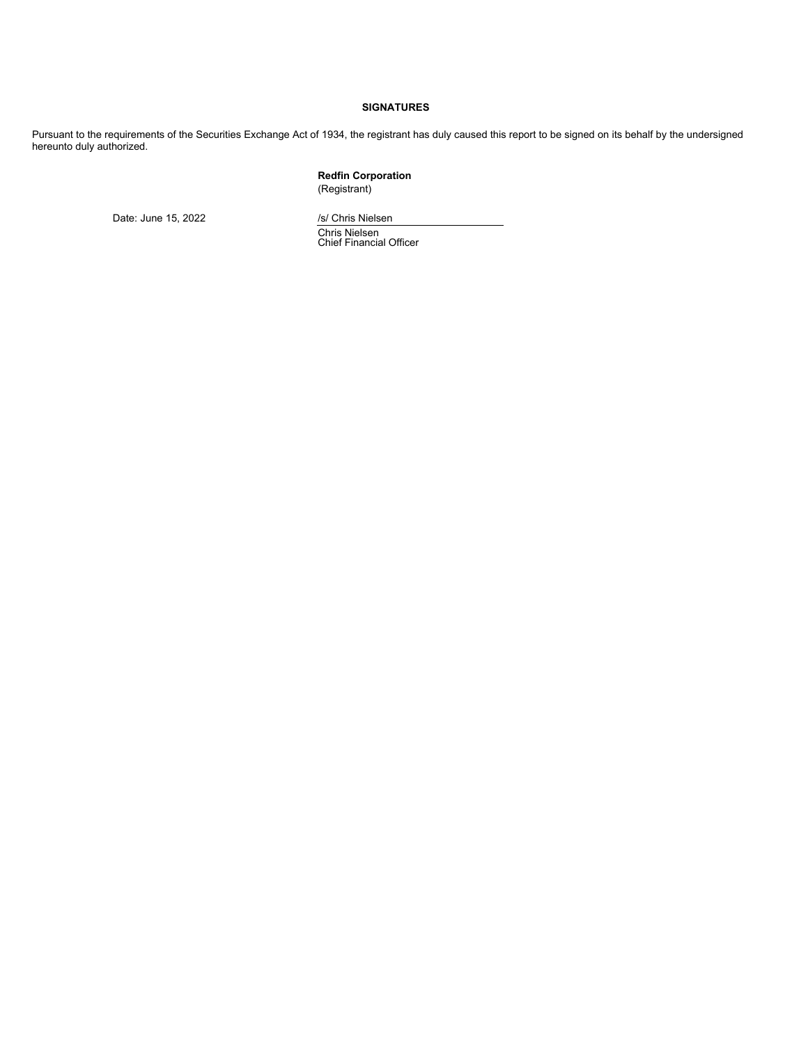**SIGNATURES**

Pursuant to the requirements of the Securities Exchange Act of 1934, the registrant has duly caused this report to be signed on its behalf by the undersigned hereunto duly authorized.

**Redfin Corporation**
(Registrant)

Date: June 15, 2022

/s/ Chris Nielsen

Chris Nielsen
Chief Financial Officer